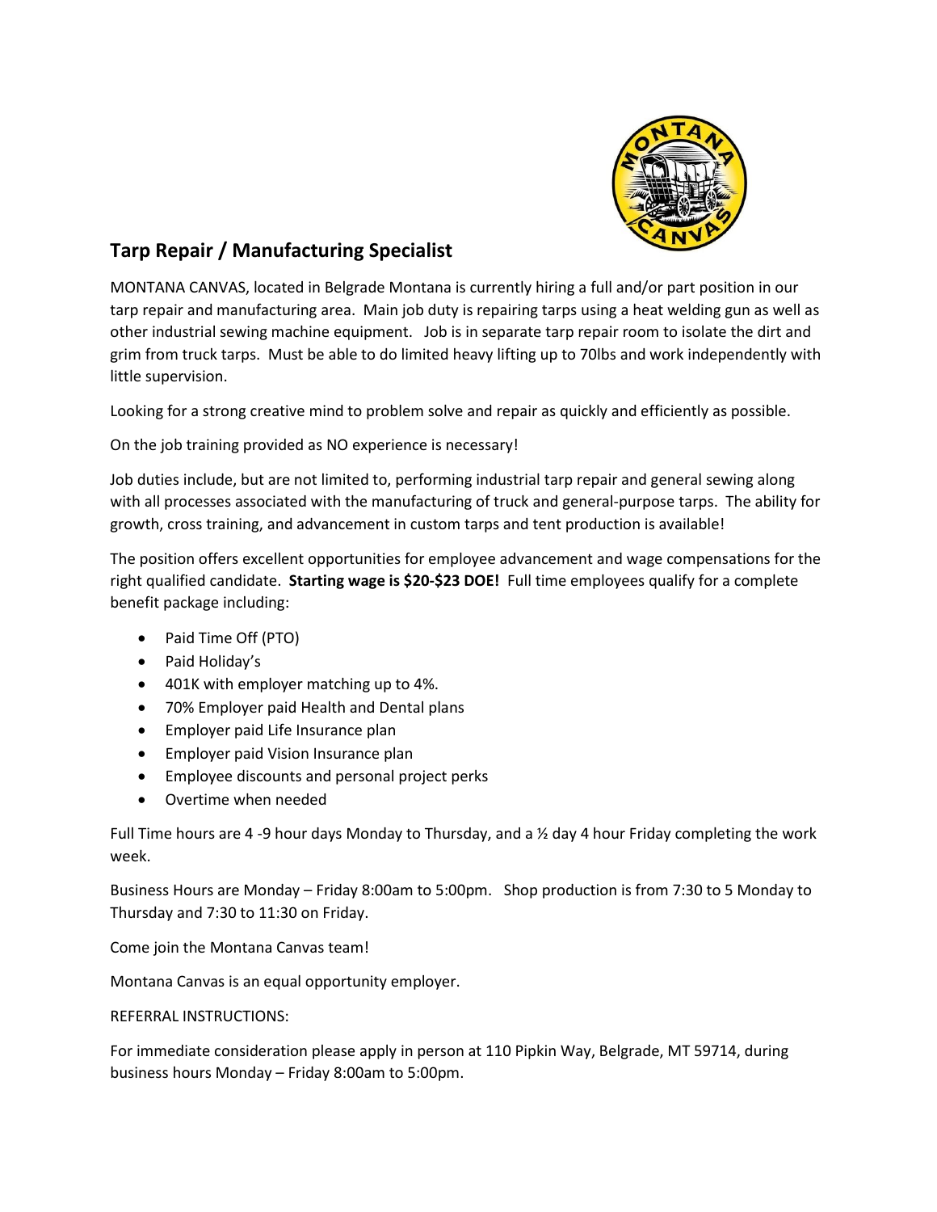## Tarp Repair / Manufacturing Specialist

MONTANA CANVAS, located in Belgrade Montana is currently hiring a full and/or part position in our tarp repair and manufacturing area. Main job duty is repairing tarps using a heat welding gun as well as other industrial sewing machine equipment. Job is in separate tarp repair room to isolate the dirt and grim from truck tarps. Must be able to do limited heavy lifting up to 70lbs and work independently with little supervision.

Looking for a strong creative mind to problem solve and repair as quickly and efficiently as possible.

On the job training provided as NO experience is necessary!

Job duties include, but are not limited to, performing industrial tarp repair and general sewing along with all processes associated with the manufacturing of truck and general-purpose tarps. The ability for growth, cross training, and advancement in custom tarps and tent production is available!

The position offers excellent opportunities for employee advancement and wage compensations for the right qualified candidate. **Starting wage is $20-$23 DOE!** Full time employees qualify for a complete benefit package including:

- Paid Time Off (PTO)
- Paid Holiday's
- 401K with employer matching up to 4%.
- 70% Employer paid Health and Dental plans
- Employer paid Life Insurance plan
- Employer paid Vision Insurance plan
- Employee discounts and personal project perks
- Overtime when needed

Full Time hours are 4 -9 hour days Monday to Thursday, and a ½ day 4 hour Friday completing the work week.

Business Hours are Monday – Friday 8:00am to 5:00pm. Shop production is from 7:30 to 5 Monday to Thursday and 7:30 to 11:30 on Friday.

Come join the Montana Canvas team!

Montana Canvas is an equal opportunity employer.

REFERRAL INSTRUCTIONS:

For immediate consideration please apply in person at 110 Pipkin Way, Belgrade, MT 59714, during business hours Monday – Friday 8:00am to 5:00pm.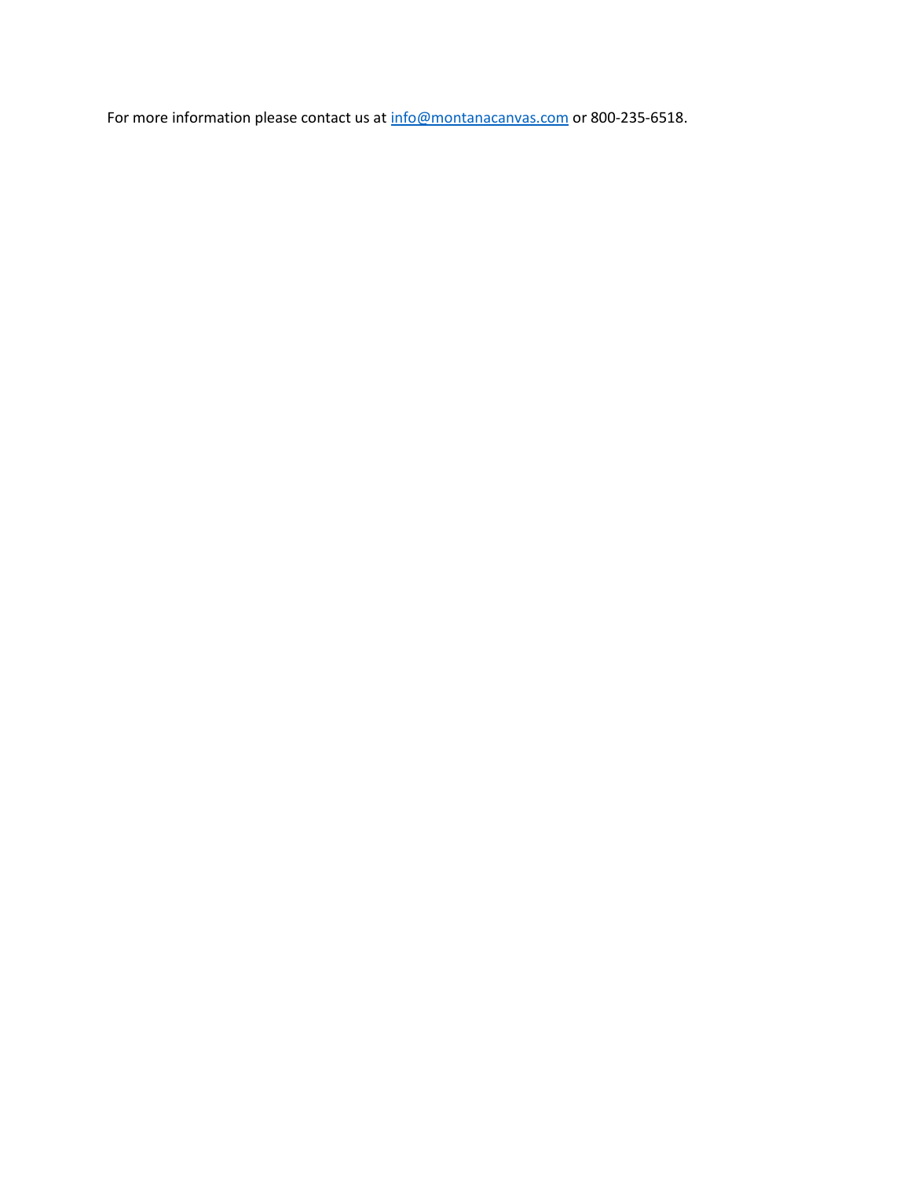For more information please contact us at info@montanacanvas.com or 800-235-6518.